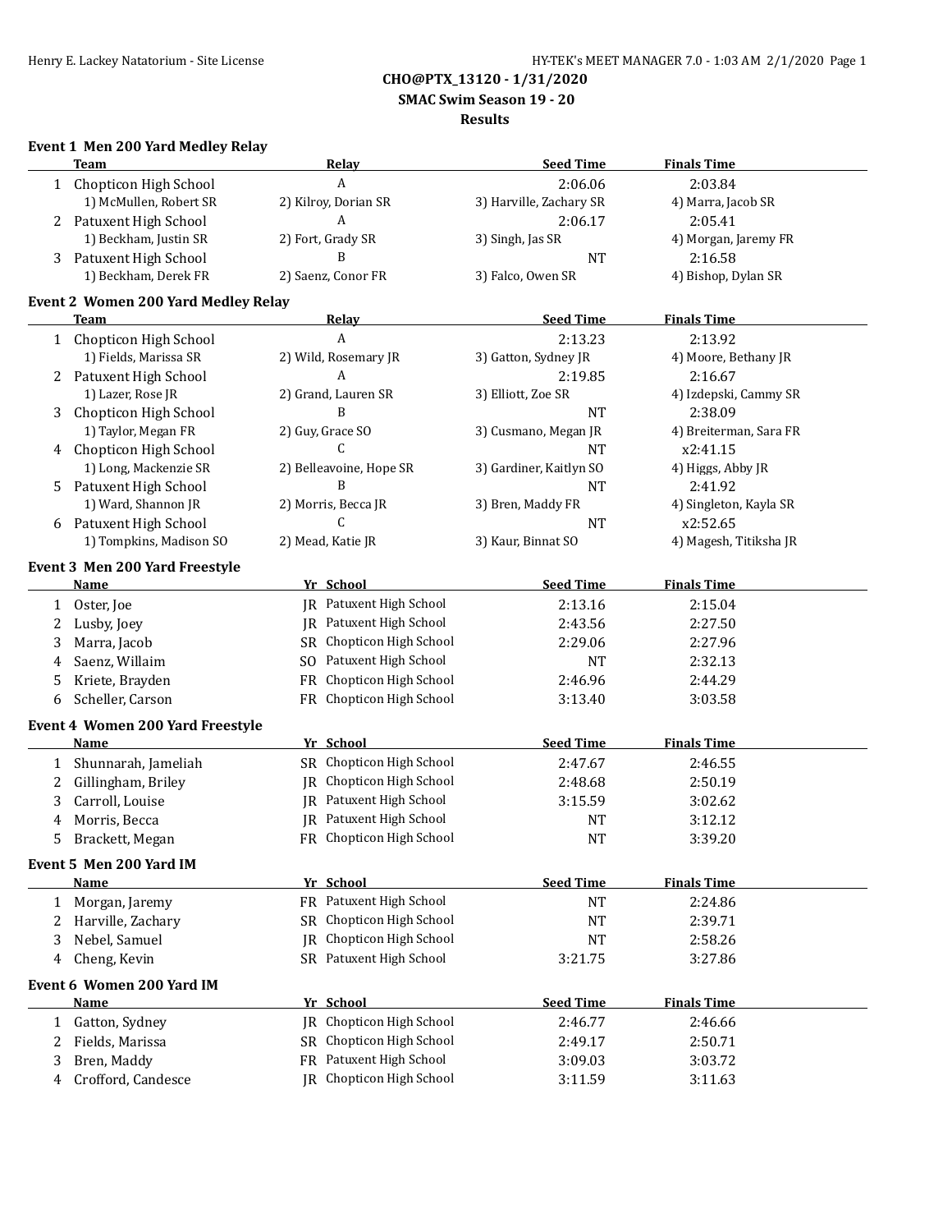**CHO@PTX_13120 - 1/31/2020**
**SMAC Swim Season 19 - 20**
**Results**

### Event 1 Men 200 Yard Medley Relay

| | Team | Relay | Seed Time | Finals Time |
|---|---|---|---|---|
| 1 | Chopticon High School | A | 2:06.06 | 2:03.84 |
| | 1) McMullen, Robert SR | 2) Kilroy, Dorian SR | 3) Harville, Zachary SR | 4) Marra, Jacob SR |
| 2 | Patuxent High School | A | 2:06.17 | 2:05.41 |
| | 1) Beckham, Justin SR | 2) Fort, Grady SR | 3) Singh, Jas SR | 4) Morgan, Jaremy FR |
| 3 | Patuxent High School | B | NT | 2:16.58 |
| | 1) Beckham, Derek FR | 2) Saenz, Conor FR | 3) Falco, Owen SR | 4) Bishop, Dylan SR |

### Event 2 Women 200 Yard Medley Relay

| | Team | Relay | Seed Time | Finals Time |
|---|---|---|---|---|
| 1 | Chopticon High School | A | 2:13.23 | 2:13.92 |
| | 1) Fields, Marissa SR | 2) Wild, Rosemary JR | 3) Gatton, Sydney JR | 4) Moore, Bethany JR |
| 2 | Patuxent High School | A | 2:19.85 | 2:16.67 |
| | 1) Lazer, Rose JR | 2) Grand, Lauren SR | 3) Elliott, Zoe SR | 4) Izdepski, Cammy SR |
| 3 | Chopticon High School | B | NT | 2:38.09 |
| | 1) Taylor, Megan FR | 2) Guy, Grace SO | 3) Cusmano, Megan JR | 4) Breiterman, Sara FR |
| 4 | Chopticon High School | C | NT | x2:41.15 |
| | 1) Long, Mackenzie SR | 2) Belleavoine, Hope SR | 3) Gardiner, Kaitlyn SO | 4) Higgs, Abby JR |
| 5 | Patuxent High School | B | NT | 2:41.92 |
| | 1) Ward, Shannon JR | 2) Morris, Becca JR | 3) Bren, Maddy FR | 4) Singleton, Kayla SR |
| 6 | Patuxent High School | C | NT | x2:52.65 |
| | 1) Tompkins, Madison SO | 2) Mead, Katie JR | 3) Kaur, Binnat SO | 4) Magesh, Titiksha JR |

### Event 3 Men 200 Yard Freestyle

| | Name | Yr | School | Seed Time | Finals Time |
|---|---|---|---|---|---|
| 1 | Oster, Joe | JR | Patuxent High School | 2:13.16 | 2:15.04 |
| 2 | Lusby, Joey | JR | Patuxent High School | 2:43.56 | 2:27.50 |
| 3 | Marra, Jacob | SR | Chopticon High School | 2:29.06 | 2:27.96 |
| 4 | Saenz, Willaim | SO | Patuxent High School | NT | 2:32.13 |
| 5 | Kriete, Brayden | FR | Chopticon High School | 2:46.96 | 2:44.29 |
| 6 | Scheller, Carson | FR | Chopticon High School | 3:13.40 | 3:03.58 |

### Event 4 Women 200 Yard Freestyle

| | Name | Yr | School | Seed Time | Finals Time |
|---|---|---|---|---|---|
| 1 | Shunnarah, Jameliah | SR | Chopticon High School | 2:47.67 | 2:46.55 |
| 2 | Gillingham, Briley | JR | Chopticon High School | 2:48.68 | 2:50.19 |
| 3 | Carroll, Louise | JR | Patuxent High School | 3:15.59 | 3:02.62 |
| 4 | Morris, Becca | JR | Patuxent High School | NT | 3:12.12 |
| 5 | Brackett, Megan | FR | Chopticon High School | NT | 3:39.20 |

### Event 5 Men 200 Yard IM

| | Name | Yr | School | Seed Time | Finals Time |
|---|---|---|---|---|---|
| 1 | Morgan, Jaremy | FR | Patuxent High School | NT | 2:24.86 |
| 2 | Harville, Zachary | SR | Chopticon High School | NT | 2:39.71 |
| 3 | Nebel, Samuel | JR | Chopticon High School | NT | 2:58.26 |
| 4 | Cheng, Kevin | SR | Patuxent High School | 3:21.75 | 3:27.86 |

### Event 6 Women 200 Yard IM

| | Name | Yr | School | Seed Time | Finals Time |
|---|---|---|---|---|---|
| 1 | Gatton, Sydney | JR | Chopticon High School | 2:46.77 | 2:46.66 |
| 2 | Fields, Marissa | SR | Chopticon High School | 2:49.17 | 2:50.71 |
| 3 | Bren, Maddy | FR | Patuxent High School | 3:09.03 | 3:03.72 |
| 4 | Crofford, Candesce | JR | Chopticon High School | 3:11.59 | 3:11.63 |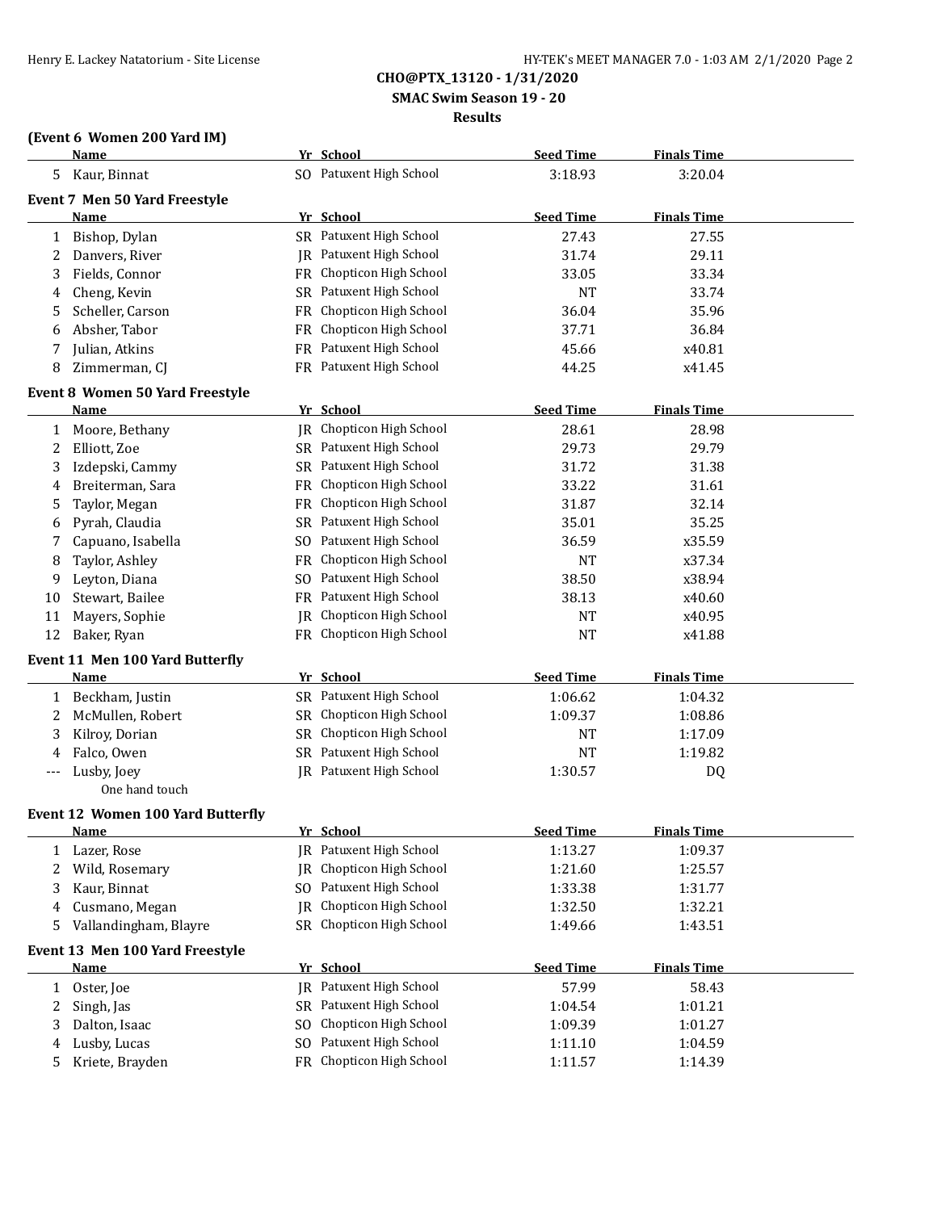**CHO@PTX_13120 - 1/31/2020**

**SMAC Swim Season 19 - 20**

**Results**

### (Event 6 Women 200 Yard IM)

| | Name | Yr | School | Seed Time | Finals Time |
|---|---|---|---|---|---|
| 5 | Kaur, Binnat | SO | Patuxent High School | 3:18.93 | 3:20.04 |

### Event 7 Men 50 Yard Freestyle

| | Name | Yr | School | Seed Time | Finals Time |
|---|---|---|---|---|---|
| 1 | Bishop, Dylan | SR | Patuxent High School | 27.43 | 27.55 |
| 2 | Danvers, River | JR | Patuxent High School | 31.74 | 29.11 |
| 3 | Fields, Connor | FR | Chopticon High School | 33.05 | 33.34 |
| 4 | Cheng, Kevin | SR | Patuxent High School | NT | 33.74 |
| 5 | Scheller, Carson | FR | Chopticon High School | 36.04 | 35.96 |
| 6 | Absher, Tabor | FR | Chopticon High School | 37.71 | 36.84 |
| 7 | Julian, Atkins | FR | Patuxent High School | 45.66 | x40.81 |
| 8 | Zimmerman, CJ | FR | Patuxent High School | 44.25 | x41.45 |

### Event 8 Women 50 Yard Freestyle

| | Name | Yr | School | Seed Time | Finals Time |
|---|---|---|---|---|---|
| 1 | Moore, Bethany | JR | Chopticon High School | 28.61 | 28.98 |
| 2 | Elliott, Zoe | SR | Patuxent High School | 29.73 | 29.79 |
| 3 | Izdepski, Cammy | SR | Patuxent High School | 31.72 | 31.38 |
| 4 | Breiterman, Sara | FR | Chopticon High School | 33.22 | 31.61 |
| 5 | Taylor, Megan | FR | Chopticon High School | 31.87 | 32.14 |
| 6 | Pyrah, Claudia | SR | Patuxent High School | 35.01 | 35.25 |
| 7 | Capuano, Isabella | SO | Patuxent High School | 36.59 | x35.59 |
| 8 | Taylor, Ashley | FR | Chopticon High School | NT | x37.34 |
| 9 | Leyton, Diana | SO | Patuxent High School | 38.50 | x38.94 |
| 10 | Stewart, Bailee | FR | Patuxent High School | 38.13 | x40.60 |
| 11 | Mayers, Sophie | JR | Chopticon High School | NT | x40.95 |
| 12 | Baker, Ryan | FR | Chopticon High School | NT | x41.88 |

### Event 11 Men 100 Yard Butterfly

| | Name | Yr | School | Seed Time | Finals Time |
|---|---|---|---|---|---|
| 1 | Beckham, Justin | SR | Patuxent High School | 1:06.62 | 1:04.32 |
| 2 | McMullen, Robert | SR | Chopticon High School | 1:09.37 | 1:08.86 |
| 3 | Kilroy, Dorian | SR | Chopticon High School | NT | 1:17.09 |
| 4 | Falco, Owen | SR | Patuxent High School | NT | 1:19.82 |
| --- | Lusby, Joey | JR | Patuxent High School | 1:30.57 | DQ |
| | One hand touch | | | | |

### Event 12 Women 100 Yard Butterfly

| | Name | Yr | School | Seed Time | Finals Time |
|---|---|---|---|---|---|
| 1 | Lazer, Rose | JR | Patuxent High School | 1:13.27 | 1:09.37 |
| 2 | Wild, Rosemary | JR | Chopticon High School | 1:21.60 | 1:25.57 |
| 3 | Kaur, Binnat | SO | Patuxent High School | 1:33.38 | 1:31.77 |
| 4 | Cusmano, Megan | JR | Chopticon High School | 1:32.50 | 1:32.21 |
| 5 | Vallandingham, Blayre | SR | Chopticon High School | 1:49.66 | 1:43.51 |

### Event 13 Men 100 Yard Freestyle

| | Name | Yr | School | Seed Time | Finals Time |
|---|---|---|---|---|---|
| 1 | Oster, Joe | JR | Patuxent High School | 57.99 | 58.43 |
| 2 | Singh, Jas | SR | Patuxent High School | 1:04.54 | 1:01.21 |
| 3 | Dalton, Isaac | SO | Chopticon High School | 1:09.39 | 1:01.27 |
| 4 | Lusby, Lucas | SO | Patuxent High School | 1:11.10 | 1:04.59 |
| 5 | Kriete, Brayden | FR | Chopticon High School | 1:11.57 | 1:14.39 |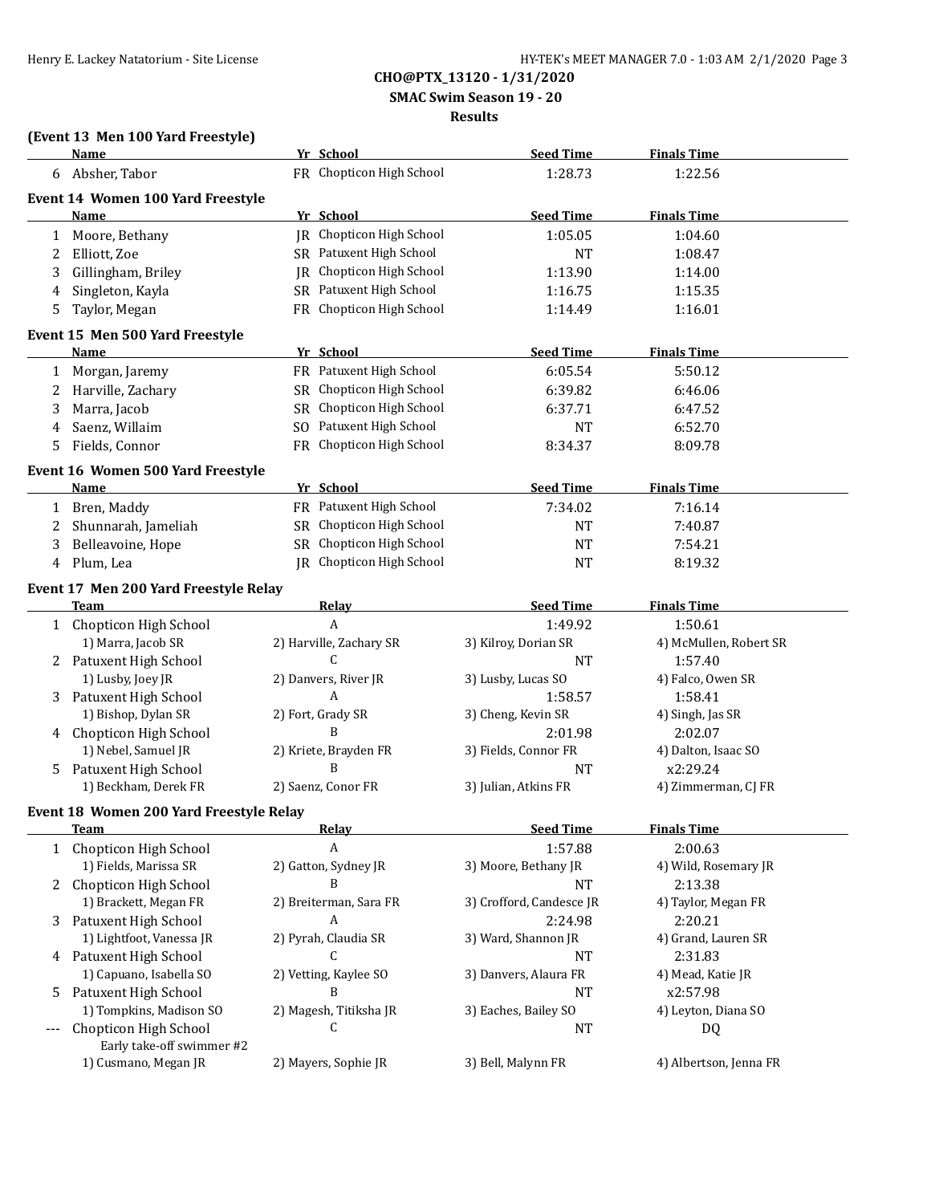**CHO@PTX_13120 - 1/31/2020**

**SMAC Swim Season 19 - 20**

**Results**

### (Event 13 Men 100 Yard Freestyle)

| | Name | Yr | School | Seed Time | Finals Time |
|---|---|---|---|---|---|
| 6 | Absher, Tabor | FR | Chopticon High School | 1:28.73 | 1:22.56 |

### Event 14 Women 100 Yard Freestyle

| | Name | Yr | School | Seed Time | Finals Time |
|---|---|---|---|---|---|
| 1 | Moore, Bethany | JR | Chopticon High School | 1:05.05 | 1:04.60 |
| 2 | Elliott, Zoe | SR | Patuxent High School | NT | 1:08.47 |
| 3 | Gillingham, Briley | JR | Chopticon High School | 1:13.90 | 1:14.00 |
| 4 | Singleton, Kayla | SR | Patuxent High School | 1:16.75 | 1:15.35 |
| 5 | Taylor, Megan | FR | Chopticon High School | 1:14.49 | 1:16.01 |

### Event 15 Men 500 Yard Freestyle

| | Name | Yr | School | Seed Time | Finals Time |
|---|---|---|---|---|---|
| 1 | Morgan, Jaremy | FR | Patuxent High School | 6:05.54 | 5:50.12 |
| 2 | Harville, Zachary | SR | Chopticon High School | 6:39.82 | 6:46.06 |
| 3 | Marra, Jacob | SR | Chopticon High School | 6:37.71 | 6:47.52 |
| 4 | Saenz, Willaim | SO | Patuxent High School | NT | 6:52.70 |
| 5 | Fields, Connor | FR | Chopticon High School | 8:34.37 | 8:09.78 |

### Event 16 Women 500 Yard Freestyle

| | Name | Yr | School | Seed Time | Finals Time |
|---|---|---|---|---|---|
| 1 | Bren, Maddy | FR | Patuxent High School | 7:34.02 | 7:16.14 |
| 2 | Shunnarah, Jameliah | SR | Chopticon High School | NT | 7:40.87 |
| 3 | Belleavoine, Hope | SR | Chopticon High School | NT | 7:54.21 |
| 4 | Plum, Lea | JR | Chopticon High School | NT | 8:19.32 |

### Event 17 Men 200 Yard Freestyle Relay

| | Team | Relay | Seed Time | Finals Time |
|---|---|---|---|---|
| 1 | Chopticon High School | A | 1:49.92 | 1:50.61 |
| | 1) Marra, Jacob SR | 2) Harville, Zachary SR | 3) Kilroy, Dorian SR | 4) McMullen, Robert SR |
| 2 | Patuxent High School | C | NT | 1:57.40 |
| | 1) Lusby, Joey JR | 2) Danvers, River JR | 3) Lusby, Lucas SO | 4) Falco, Owen SR |
| 3 | Patuxent High School | A | 1:58.57 | 1:58.41 |
| | 1) Bishop, Dylan SR | 2) Fort, Grady SR | 3) Cheng, Kevin SR | 4) Singh, Jas SR |
| 4 | Chopticon High School | B | 2:01.98 | 2:02.07 |
| | 1) Nebel, Samuel JR | 2) Kriete, Brayden FR | 3) Fields, Connor FR | 4) Dalton, Isaac SO |
| 5 | Patuxent High School | B | NT | x2:29.24 |
| | 1) Beckham, Derek FR | 2) Saenz, Conor FR | 3) Julian, Atkins FR | 4) Zimmerman, CJ FR |

### Event 18 Women 200 Yard Freestyle Relay

| | Team | Relay | Seed Time | Finals Time |
|---|---|---|---|---|
| 1 | Chopticon High School | A | 1:57.88 | 2:00.63 |
| | 1) Fields, Marissa SR | 2) Gatton, Sydney JR | 3) Moore, Bethany JR | 4) Wild, Rosemary JR |
| 2 | Chopticon High School | B | NT | 2:13.38 |
| | 1) Brackett, Megan FR | 2) Breiterman, Sara FR | 3) Crofford, Candesce JR | 4) Taylor, Megan FR |
| 3 | Patuxent High School | A | 2:24.98 | 2:20.21 |
| | 1) Lightfoot, Vanessa JR | 2) Pyrah, Claudia SR | 3) Ward, Shannon JR | 4) Grand, Lauren SR |
| 4 | Patuxent High School | C | NT | 2:31.83 |
| | 1) Capuano, Isabella SO | 2) Vetting, Kaylee SO | 3) Danvers, Alaura FR | 4) Mead, Katie JR |
| 5 | Patuxent High School | B | NT | x2:57.98 |
| | 1) Tompkins, Madison SO | 2) Magesh, Titiksha JR | 3) Eaches, Bailey SO | 4) Leyton, Diana SO |
| --- | Chopticon High School | C | NT | DQ |
| | Early take-off swimmer #2 | | | |
| | 1) Cusmano, Megan JR | 2) Mayers, Sophie JR | 3) Bell, Malynn FR | 4) Albertson, Jenna FR |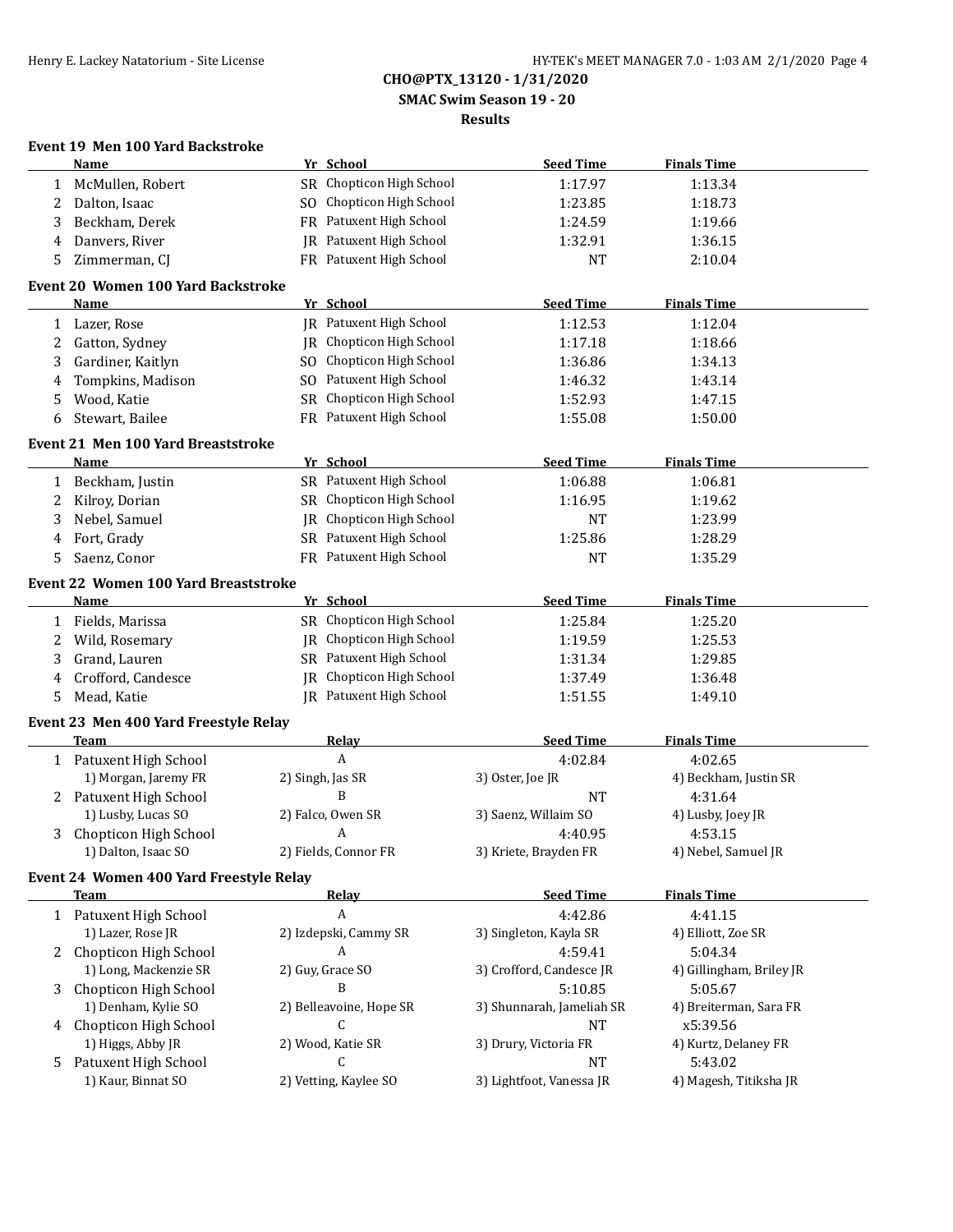**CHO@PTX_13120 - 1/31/2020**

**SMAC Swim Season 19 - 20**

**Results**

### Event 19 Men 100 Yard Backstroke

| | Name | Yr | School | Seed Time | Finals Time |
|---|---|---|---|---|---|
| 1 | McMullen, Robert | SR | Chopticon High School | 1:17.97 | 1:13.34 |
| 2 | Dalton, Isaac | SO | Chopticon High School | 1:23.85 | 1:18.73 |
| 3 | Beckham, Derek | FR | Patuxent High School | 1:24.59 | 1:19.66 |
| 4 | Danvers, River | JR | Patuxent High School | 1:32.91 | 1:36.15 |
| 5 | Zimmerman, CJ | FR | Patuxent High School | NT | 2:10.04 |

### Event 20 Women 100 Yard Backstroke

| | Name | Yr | School | Seed Time | Finals Time |
|---|---|---|---|---|---|
| 1 | Lazer, Rose | JR | Patuxent High School | 1:12.53 | 1:12.04 |
| 2 | Gatton, Sydney | JR | Chopticon High School | 1:17.18 | 1:18.66 |
| 3 | Gardiner, Kaitlyn | SO | Chopticon High School | 1:36.86 | 1:34.13 |
| 4 | Tompkins, Madison | SO | Patuxent High School | 1:46.32 | 1:43.14 |
| 5 | Wood, Katie | SR | Chopticon High School | 1:52.93 | 1:47.15 |
| 6 | Stewart, Bailee | FR | Patuxent High School | 1:55.08 | 1:50.00 |

### Event 21 Men 100 Yard Breaststroke

| | Name | Yr | School | Seed Time | Finals Time |
|---|---|---|---|---|---|
| 1 | Beckham, Justin | SR | Patuxent High School | 1:06.88 | 1:06.81 |
| 2 | Kilroy, Dorian | SR | Chopticon High School | 1:16.95 | 1:19.62 |
| 3 | Nebel, Samuel | JR | Chopticon High School | NT | 1:23.99 |
| 4 | Fort, Grady | SR | Patuxent High School | 1:25.86 | 1:28.29 |
| 5 | Saenz, Conor | FR | Patuxent High School | NT | 1:35.29 |

### Event 22 Women 100 Yard Breaststroke

| | Name | Yr | School | Seed Time | Finals Time |
|---|---|---|---|---|---|
| 1 | Fields, Marissa | SR | Chopticon High School | 1:25.84 | 1:25.20 |
| 2 | Wild, Rosemary | JR | Chopticon High School | 1:19.59 | 1:25.53 |
| 3 | Grand, Lauren | SR | Patuxent High School | 1:31.34 | 1:29.85 |
| 4 | Crofford, Candesce | JR | Chopticon High School | 1:37.49 | 1:36.48 |
| 5 | Mead, Katie | JR | Patuxent High School | 1:51.55 | 1:49.10 |

### Event 23 Men 400 Yard Freestyle Relay

| | Team | Relay | Seed Time | Finals Time |
|---|---|---|---|---|
| 1 | Patuxent High School | A | 4:02.84 | 4:02.65 |
| | 1) Morgan, Jaremy FR | 2) Singh, Jas SR | 3) Oster, Joe JR | 4) Beckham, Justin SR |
| 2 | Patuxent High School | B | NT | 4:31.64 |
| | 1) Lusby, Lucas SO | 2) Falco, Owen SR | 3) Saenz, Willaim SO | 4) Lusby, Joey JR |
| 3 | Chopticon High School | A | 4:40.95 | 4:53.15 |
| | 1) Dalton, Isaac SO | 2) Fields, Connor FR | 3) Kriete, Brayden FR | 4) Nebel, Samuel JR |

### Event 24 Women 400 Yard Freestyle Relay

| | Team | Relay | Seed Time | Finals Time |
|---|---|---|---|---|
| 1 | Patuxent High School | A | 4:42.86 | 4:41.15 |
| | 1) Lazer, Rose JR | 2) Izdepski, Cammy SR | 3) Singleton, Kayla SR | 4) Elliott, Zoe SR |
| 2 | Chopticon High School | A | 4:59.41 | 5:04.34 |
| | 1) Long, Mackenzie SR | 2) Guy, Grace SO | 3) Crofford, Candesce JR | 4) Gillingham, Briley JR |
| 3 | Chopticon High School | B | 5:10.85 | 5:05.67 |
| | 1) Denham, Kylie SO | 2) Belleavoine, Hope SR | 3) Shunnarah, Jameliah SR | 4) Breiterman, Sara FR |
| 4 | Chopticon High School | C | NT | x5:39.56 |
| | 1) Higgs, Abby JR | 2) Wood, Katie SR | 3) Drury, Victoria FR | 4) Kurtz, Delaney FR |
| 5 | Patuxent High School | C | NT | 5:43.02 |
| | 1) Kaur, Binnat SO | 2) Vetting, Kaylee SO | 3) Lightfoot, Vanessa JR | 4) Magesh, Titiksha JR |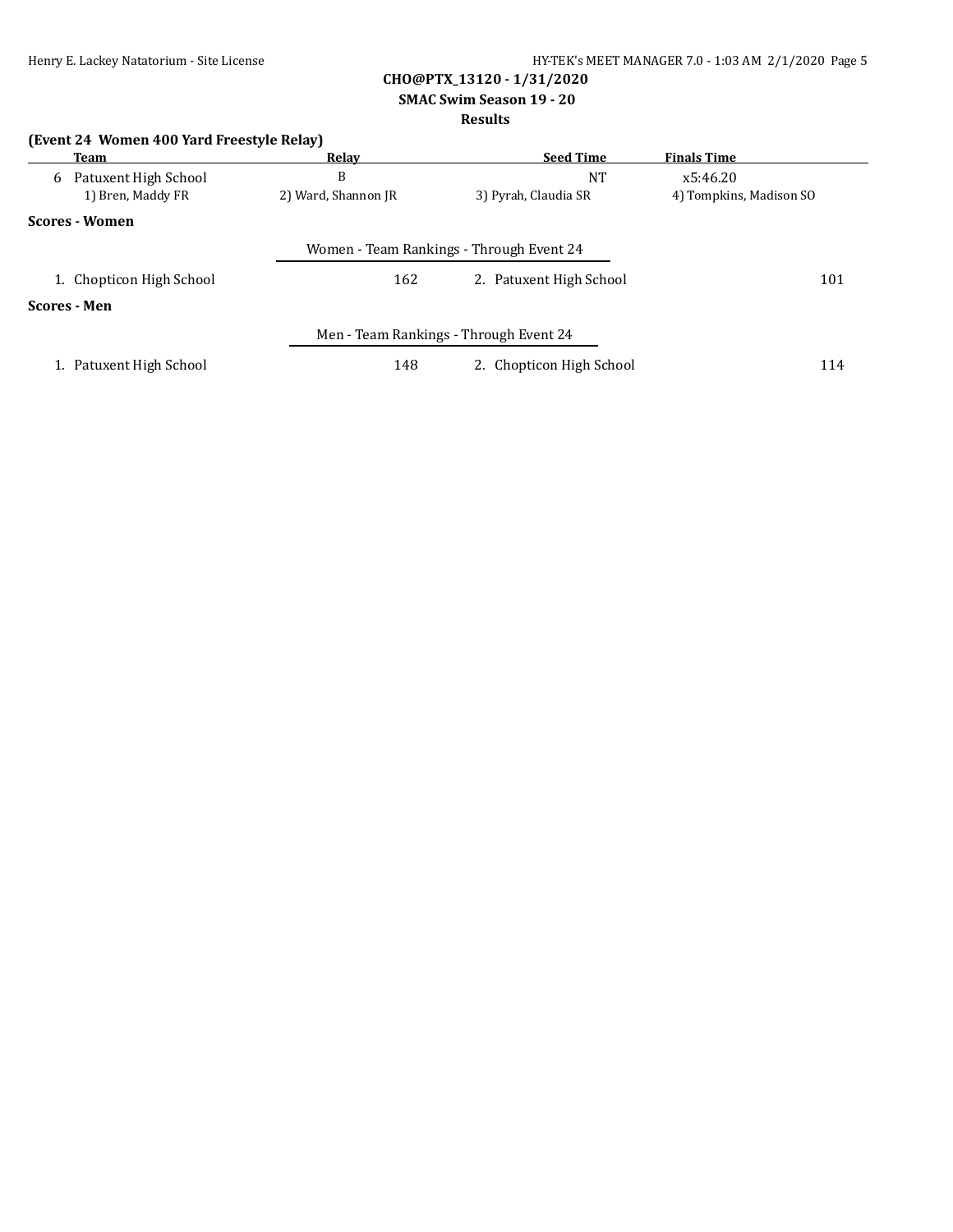**CHO@PTX_13120 - 1/31/2020**

**SMAC Swim Season 19 - 20**

**Results**

**(Event 24 Women 400 Yard Freestyle Relay)**

| | Team | Relay | Seed Time | Finals Time |
|---|---|---|---|---|
| 6 | Patuxent High School | B | NT | x5:46.20 |
| | 1) Bren, Maddy FR | 2) Ward, Shannon JR | 3) Pyrah, Claudia SR | 4) Tompkins, Madison SO |

**Scores - Women**

Women - Team Rankings - Through Event 24

| | | | |
|---|---|---|---|
| 1. Chopticon High School | 162 | 2. Patuxent High School | 101 |

**Scores - Men**

Men - Team Rankings - Through Event 24

| | | | |
|---|---|---|---|
| 1. Patuxent High School | 148 | 2. Chopticon High School | 114 |